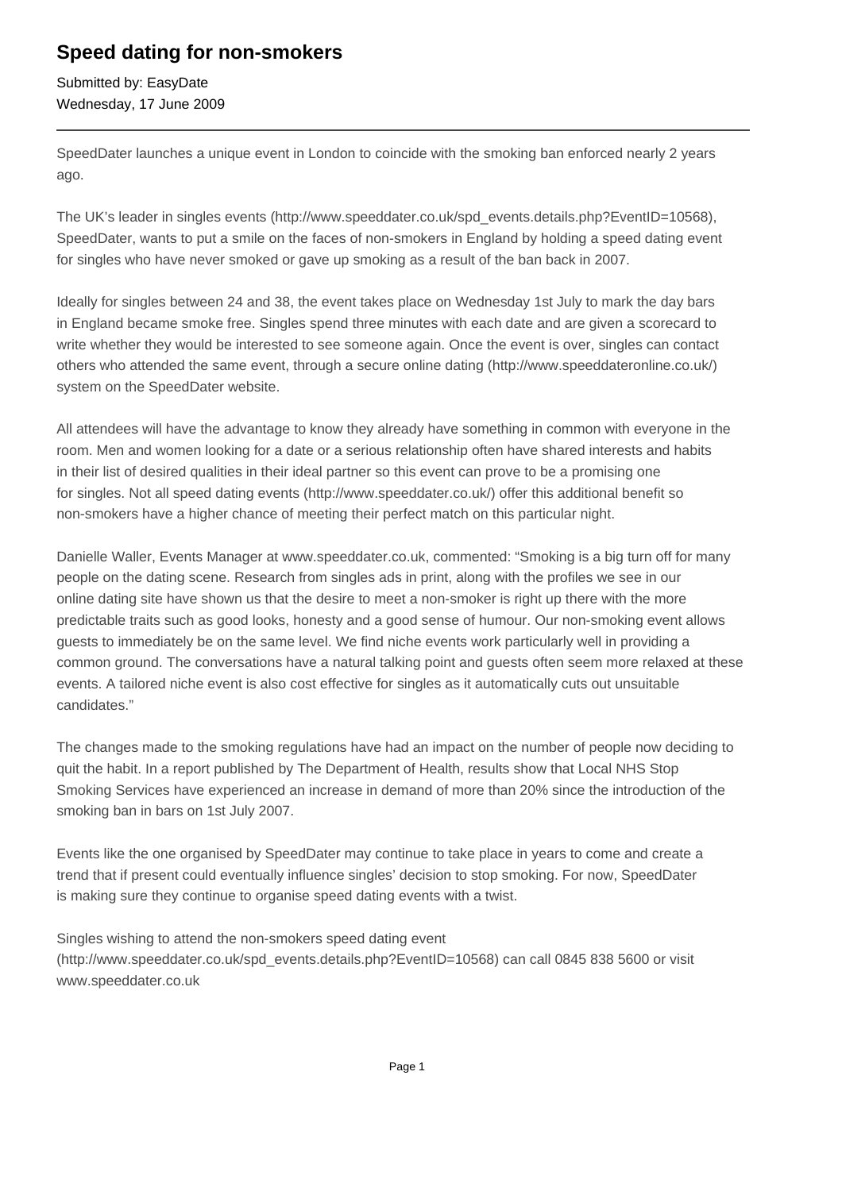# Speed dating for non-smokers

Submitted by: EasyDate
Wednesday, 17 June 2009

---

SpeedDater launches a unique event in London to coincide with the smoking ban enforced nearly 2 years ago.

The UK's leader in singles events (http://www.speeddater.co.uk/spd_events.details.php?EventID=10568), SpeedDater, wants to put a smile on the faces of non-smokers in England by holding a speed dating event for singles who have never smoked or gave up smoking as a result of the ban back in 2007.

Ideally for singles between 24 and 38, the event takes place on Wednesday 1st July to mark the day bars in England became smoke free. Singles spend three minutes with each date and are given a scorecard to write whether they would be interested to see someone again. Once the event is over, singles can contact others who attended the same event, through a secure online dating (http://www.speeddateronline.co.uk/) system on the SpeedDater website.

All attendees will have the advantage to know they already have something in common with everyone in the room. Men and women looking for a date or a serious relationship often have shared interests and habits in their list of desired qualities in their ideal partner so this event can prove to be a promising one for singles. Not all speed dating events (http://www.speeddater.co.uk/) offer this additional benefit so non-smokers have a higher chance of meeting their perfect match on this particular night.

Danielle Waller, Events Manager at www.speeddater.co.uk, commented: "Smoking is a big turn off for many people on the dating scene. Research from singles ads in print, along with the profiles we see in our online dating site have shown us that the desire to meet a non-smoker is right up there with the more predictable traits such as good looks, honesty and a good sense of humour. Our non-smoking event allows guests to immediately be on the same level. We find niche events work particularly well in providing a common ground. The conversations have a natural talking point and guests often seem more relaxed at these events. A tailored niche event is also cost effective for singles as it automatically cuts out unsuitable candidates."

The changes made to the smoking regulations have had an impact on the number of people now deciding to quit the habit. In a report published by The Department of Health, results show that Local NHS Stop Smoking Services have experienced an increase in demand of more than 20% since the introduction of the smoking ban in bars on 1st July 2007.

Events like the one organised by SpeedDater may continue to take place in years to come and create a trend that if present could eventually influence singles' decision to stop smoking. For now, SpeedDater is making sure they continue to organise speed dating events with a twist.

Singles wishing to attend the non-smokers speed dating event (http://www.speeddater.co.uk/spd_events.details.php?EventID=10568) can call 0845 838 5600 or visit www.speeddater.co.uk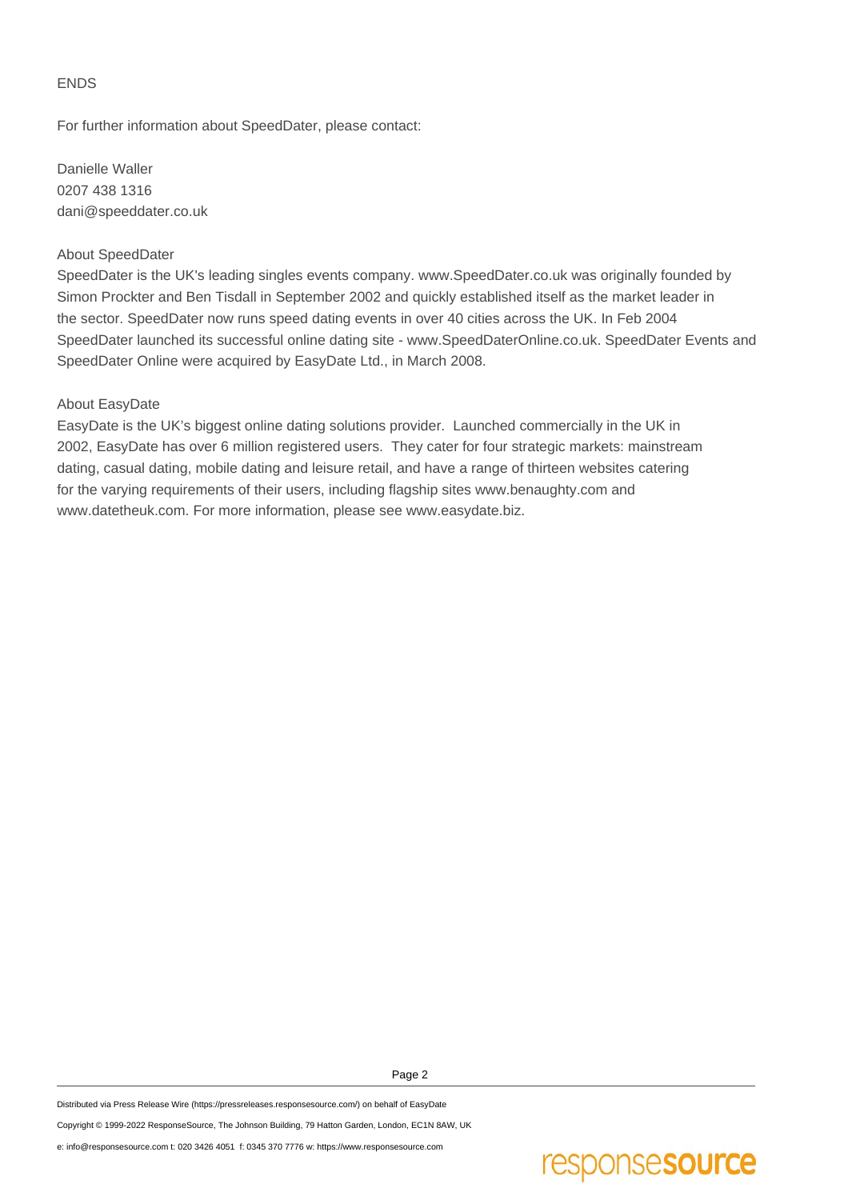ENDS

For further information about SpeedDater, please contact:

Danielle Waller
0207 438 1316
dani@speeddater.co.uk

About SpeedDater

SpeedDater is the UK's leading singles events company. www.SpeedDater.co.uk was originally founded by Simon Prockter and Ben Tisdall in September 2002 and quickly established itself as the market leader in the sector. SpeedDater now runs speed dating events in over 40 cities across the UK. In Feb 2004 SpeedDater launched its successful online dating site - www.SpeedDaterOnline.co.uk. SpeedDater Events and SpeedDater Online were acquired by EasyDate Ltd., in March 2008.

About EasyDate

EasyDate is the UK's biggest online dating solutions provider. Launched commercially in the UK in 2002, EasyDate has over 6 million registered users. They cater for four strategic markets: mainstream dating, casual dating, mobile dating and leisure retail, and have a range of thirteen websites catering for the varying requirements of their users, including flagship sites www.benaughty.com and www.datetheuk.com. For more information, please see www.easydate.biz.

Distributed via Press Release Wire (https://pressreleases.responsesource.com/) on behalf of EasyDate

Copyright © 1999-2022 ResponseSource, The Johnson Building, 79 Hatton Garden, London, EC1N 8AW, UK

e: info@responsesource.com t: 020 3426 4051 f: 0345 370 7776 w: https://www.responsesource.com